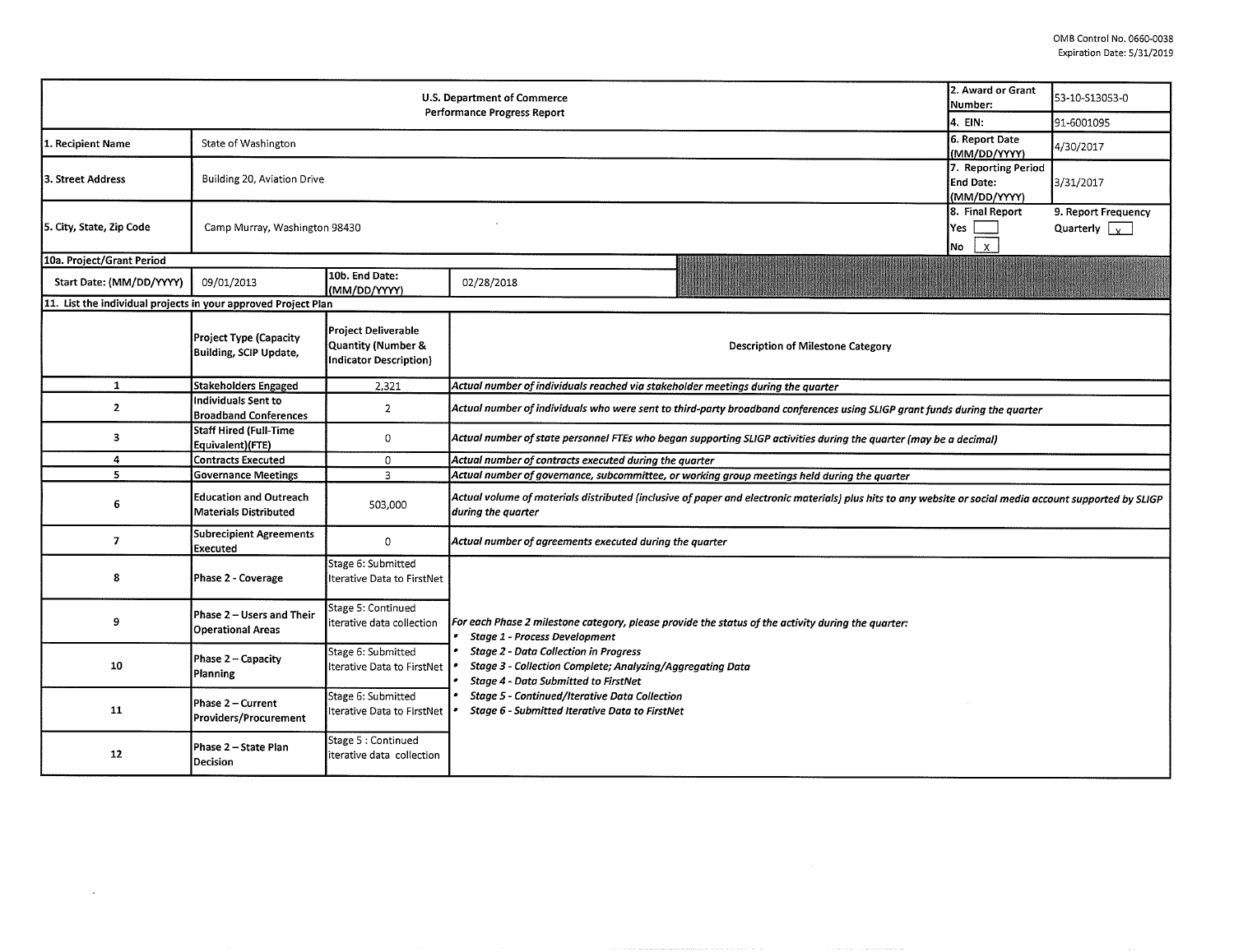OMB Control No. 0660-0038
Expiration Date: 5/31/2019

| U.S. Department of Commerce Performance Progress Report | | | 2. Award or Grant Number: | 53-10-S13053-0 |
|---|---|---|---|---|
| | | | 4. EIN: | 91-6001095 |
| 1. Recipient Name | State of Washington | | 6. Report Date (MM/DD/YYYY) | 4/30/2017 |
| 3. Street Address | Building 20, Aviation Drive | | 7. Reporting Period End Date: (MM/DD/YYYY) | 3/31/2017 |
| 5. City, State, Zip Code | Camp Murray, Washington 98430 | | 8. Final Report Yes [ ] No [X] | 9. Report Frequency Quarterly [X] |
| 10a. Project/Grant Period | | | | |
| Start Date: (MM/DD/YYYY) | 09/01/2013 | 10b. End Date: (MM/DD/YYYY) | 02/28/2018 | |

**11. List the individual projects in your approved Project Plan**

| | Project Type (Capacity Building, SCIP Update, | Project Deliverable Quantity (Number & Indicator Description) | Description of Milestone Category |
|---|---|---|---|
| 1 | Stakeholders Engaged | 2,321 | *Actual number of individuals reached via stakeholder meetings during the quarter* |
| 2 | Individuals Sent to Broadband Conferences | 2 | *Actual number of individuals who were sent to third-party broadband conferences using SLIGP grant funds during the quarter* |
| 3 | Staff Hired (Full-Time Equivalent)(FTE) | 0 | *Actual number of state personnel FTEs who began supporting SLIGP activities during the quarter (may be a decimal)* |
| 4 | Contracts Executed | 0 | *Actual number of contracts executed during the quarter* |
| 5 | Governance Meetings | 3 | *Actual number of governance, subcommittee, or working group meetings held during the quarter* |
| 6 | Education and Outreach Materials Distributed | 503,000 | *Actual volume of materials distributed (inclusive of paper and electronic materials) plus hits to any website or social media account supported by SLIGP during the quarter* |
| 7 | Subrecipient Agreements Executed | 0 | *Actual number of agreements executed during the quarter* |
| 8 | Phase 2 - Coverage | Stage 6: Submitted Iterative Data to FirstNet | *For each Phase 2 milestone category, please provide the status of the activity during the quarter:* • ***Stage 1 - Process Development*** • ***Stage 2 - Data Collection in Progress*** • ***Stage 3 - Collection Complete; Analyzing/Aggregating Data*** • ***Stage 4 - Data Submitted to FirstNet*** • ***Stage 5 - Continued/Iterative Data Collection*** • ***Stage 6 - Submitted Iterative Data to FirstNet*** |
| 9 | Phase 2 – Users and Their Operational Areas | Stage 5: Continued iterative data collection | |
| 10 | Phase 2 – Capacity Planning | Stage 6: Submitted Iterative Data to FirstNet | |
| 11 | Phase 2 – Current Providers/Procurement | Stage 6: Submitted Iterative Data to FirstNet | |
| 12 | Phase 2 – State Plan Decision | Stage 5 : Continued iterative data collection | |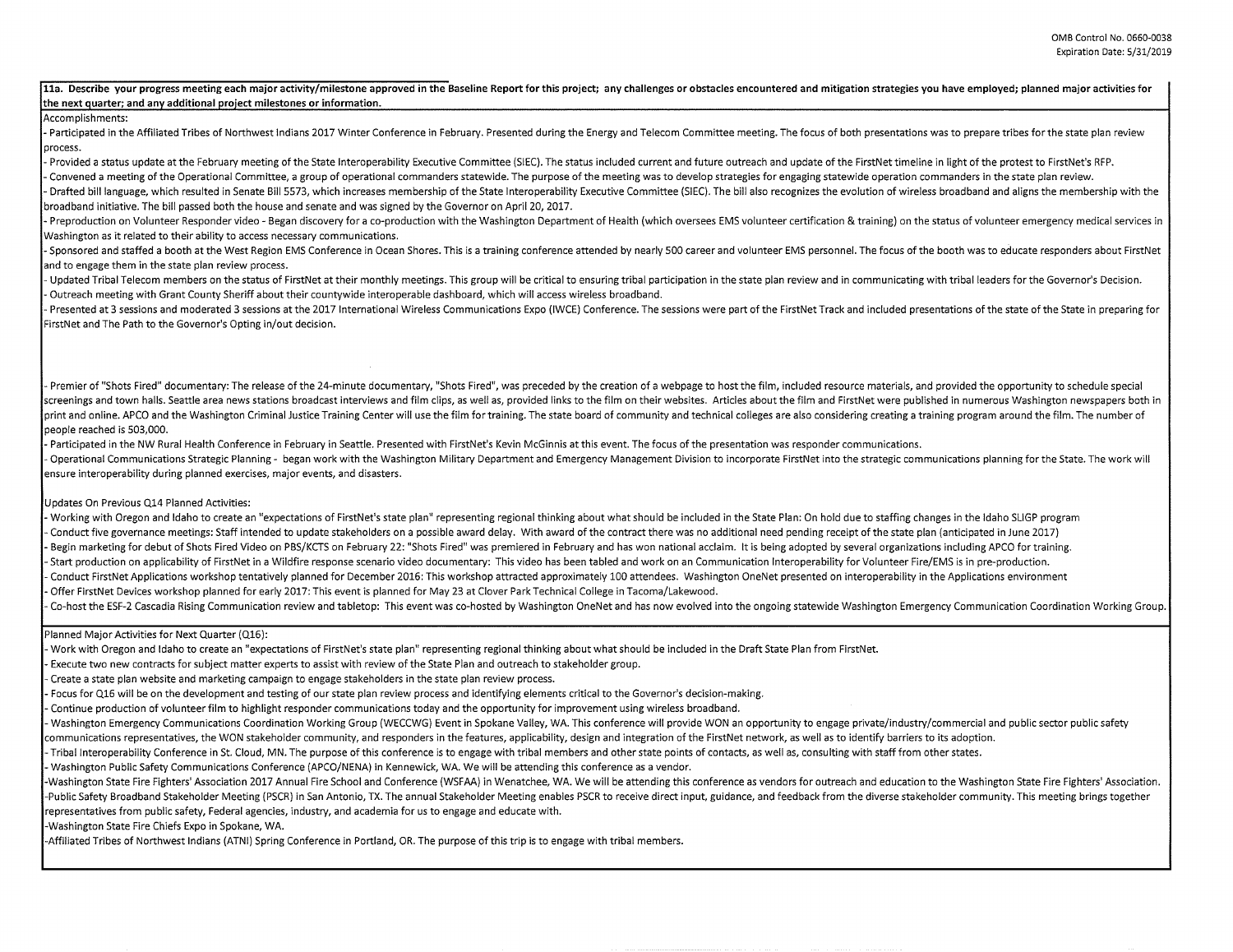OMB Control No. 0660-0038
Expiration Date: 5/31/2019

**11a. Describe your progress meeting each major activity/milestone approved in the Baseline Report for this project; any challenges or obstacles encountered and mitigation strategies you have employed; planned major activities for the next quarter; and any additional project milestones or information.**

Accomplishments:

- Participated in the Affiliated Tribes of Northwest Indians 2017 Winter Conference in February. Presented during the Energy and Telecom Committee meeting. The focus of both presentations was to prepare tribes for the state plan review process.
- Provided a status update at the February meeting of the State Interoperability Executive Committee (SIEC). The status included current and future outreach and update of the FirstNet timeline in light of the protest to FirstNet's RFP.
- Convened a meeting of the Operational Committee, a group of operational commanders statewide. The purpose of the meeting was to develop strategies for engaging statewide operation commanders in the state plan review.
- Drafted bill language, which resulted in Senate Bill 5573, which increases membership of the State Interoperability Executive Committee (SIEC). The bill also recognizes the evolution of wireless broadband and aligns the membership with the broadband initiative. The bill passed both the house and senate and was signed by the Governor on April 20, 2017.
- Preproduction on Volunteer Responder video - Began discovery for a co-production with the Washington Department of Health (which oversees EMS volunteer certification & training) on the status of volunteer emergency medical services in Washington as it related to their ability to access necessary communications.
- Sponsored and staffed a booth at the West Region EMS Conference in Ocean Shores. This is a training conference attended by nearly 500 career and volunteer EMS personnel. The focus of the booth was to educate responders about FirstNet and to engage them in the state plan review process.
- Updated Tribal Telecom members on the status of FirstNet at their monthly meetings. This group will be critical to ensuring tribal participation in the state plan review and in communicating with tribal leaders for the Governor's Decision.
- Outreach meeting with Grant County Sheriff about their countywide interoperable dashboard, which will access wireless broadband.
- Presented at 3 sessions and moderated 3 sessions at the 2017 International Wireless Communications Expo (IWCE) Conference. The sessions were part of the FirstNet Track and included presentations of the state of the State in preparing for FirstNet and The Path to the Governor's Opting in/out decision.

- Premier of "Shots Fired" documentary: The release of the 24-minute documentary, "Shots Fired", was preceded by the creation of a webpage to host the film, included resource materials, and provided the opportunity to schedule special screenings and town halls. Seattle area news stations broadcast interviews and film clips, as well as, provided links to the film on their websites. Articles about the film and FirstNet were published in numerous Washington newspapers both in print and online. APCO and the Washington Criminal Justice Training Center will use the film for training. The state board of community and technical colleges are also considering creating a training program around the film. The number of people reached is 503,000.
- Participated in the NW Rural Health Conference in February in Seattle. Presented with FirstNet's Kevin McGinnis at this event. The focus of the presentation was responder communications.
- Operational Communications Strategic Planning - began work with the Washington Military Department and Emergency Management Division to incorporate FirstNet into the strategic communications planning for the State. The work will ensure interoperability during planned exercises, major events, and disasters.

Updates On Previous Q14 Planned Activities:

- Working with Oregon and Idaho to create an "expectations of FirstNet's state plan" representing regional thinking about what should be included in the State Plan: On hold due to staffing changes in the Idaho SLIGP program
- Conduct five governance meetings: Staff intended to update stakeholders on a possible award delay. With award of the contract there was no additional need pending receipt of the state plan (anticipated in June 2017)
- Begin marketing for debut of Shots Fired Video on PBS/KCTS on February 22: "Shots Fired" was premiered in February and has won national acclaim. It is being adopted by several organizations including APCO for training.
- Start production on applicability of FirstNet in a Wildfire response scenario video documentary: This video has been tabled and work on an Communication Interoperability for Volunteer Fire/EMS is in pre-production.
- Conduct FirstNet Applications workshop tentatively planned for December 2016: This workshop attracted approximately 100 attendees. Washington OneNet presented on interoperability in the Applications environment
- Offer FirstNet Devices workshop planned for early 2017: This event is planned for May 23 at Clover Park Technical College in Tacoma/Lakewood.
- Co-host the ESF-2 Cascadia Rising Communication review and tabletop: This event was co-hosted by Washington OneNet and has now evolved into the ongoing statewide Washington Emergency Communication Coordination Working Group.

Planned Major Activities for Next Quarter (Q16):

- Work with Oregon and Idaho to create an "expectations of FirstNet's state plan" representing regional thinking about what should be included in the Draft State Plan from FirstNet.
- Execute two new contracts for subject matter experts to assist with review of the State Plan and outreach to stakeholder group.
- Create a state plan website and marketing campaign to engage stakeholders in the state plan review process.
- Focus for Q16 will be on the development and testing of our state plan review process and identifying elements critical to the Governor's decision-making.
- Continue production of volunteer film to highlight responder communications today and the opportunity for improvement using wireless broadband.
- Washington Emergency Communications Coordination Working Group (WECCWG) Event in Spokane Valley, WA. This conference will provide WON an opportunity to engage private/industry/commercial and public sector public safety communications representatives, the WON stakeholder community, and responders in the features, applicability, design and integration of the FirstNet network, as well as to identify barriers to its adoption.
- Tribal Interoperability Conference in St. Cloud, MN. The purpose of this conference is to engage with tribal members and other state points of contacts, as well as, consulting with staff from other states.
- Washington Public Safety Communications Conference (APCO/NENA) in Kennewick, WA. We will be attending this conference as a vendor.
- Washington State Fire Fighters' Association 2017 Annual Fire School and Conference (WSFAA) in Wenatchee, WA. We will be attending this conference as vendors for outreach and education to the Washington State Fire Fighters' Association.
- Public Safety Broadband Stakeholder Meeting (PSCR) in San Antonio, TX. The annual Stakeholder Meeting enables PSCR to receive direct input, guidance, and feedback from the diverse stakeholder community. This meeting brings together representatives from public safety, Federal agencies, industry, and academia for us to engage and educate with.
- Washington State Fire Chiefs Expo in Spokane, WA.
- Affiliated Tribes of Northwest Indians (ATNI) Spring Conference in Portland, OR. The purpose of this trip is to engage with tribal members.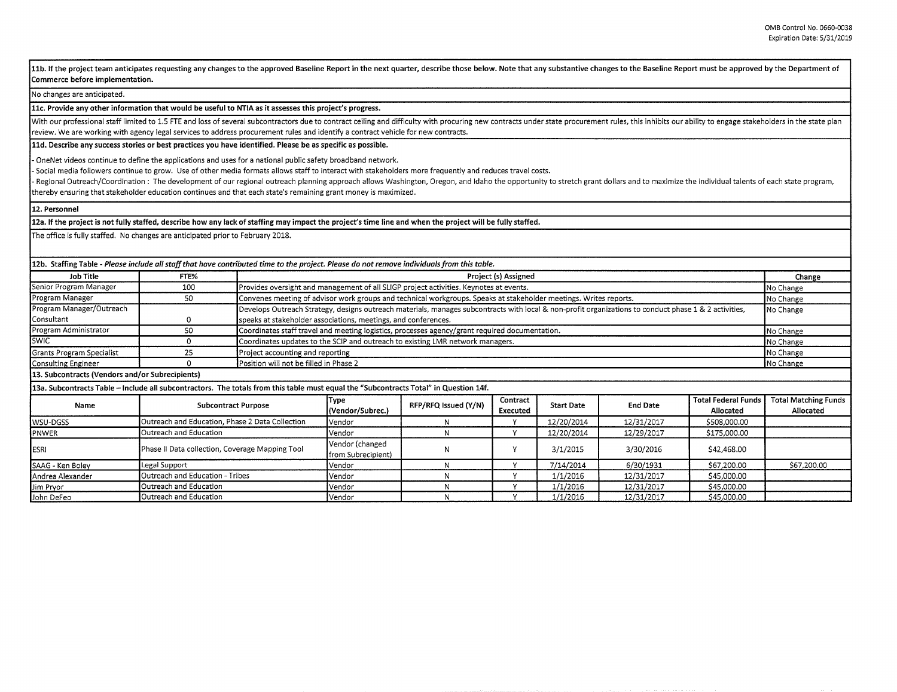**11b. If the project team anticipates requesting any changes to the approved Baseline Report in the next quarter, describe those below. Note that any substantive changes to the Baseline Report must be approved by the Department of Commerce before implementation.**

No changes are anticipated.

**11c. Provide any other information that would be useful to NTIA as it assesses this project's progress.**

With our professional staff limited to 1.5 FTE and loss of several subcontractors due to contract ceiling and difficulty with procuring new contracts under state procurement rules, this inhibits our ability to engage stakeholders in the state plan review. We are working with agency legal services to address procurement rules and identify a contract vehicle for new contracts.

**11d. Describe any success stories or best practices you have identified. Please be as specific as possible.**

- OneNet videos continue to define the applications and uses for a national public safety broadband network.
- Social media followers continue to grow. Use of other media formats allows staff to interact with stakeholders more frequently and reduces travel costs.
- Regional Outreach/Coordination : The development of our regional outreach planning approach allows Washington, Oregon, and Idaho the opportunity to stretch grant dollars and to maximize the individual talents of each state program, thereby ensuring that stakeholder education continues and that each state's remaining grant money is maximized.

**12. Personnel**

**12a. If the project is not fully staffed, describe how any lack of staffing may impact the project's time line and when the project will be fully staffed.**

The office is fully staffed. No changes are anticipated prior to February 2018.

**12b. Staffing Table** - *Please include all staff that have contributed time to the project. Please do not remove individuals from this table.*

| Job Title | FTE% | Project (s) Assigned | Change |
|---|---|---|---|
| Senior Program Manager | 100 | Provides oversight and management of all SLIGP project activities. Keynotes at events. | No Change |
| Program Manager | 50 | Convenes meeting of advisor work groups and technical workgroups. Speaks at stakeholder meetings. Writes reports. | No Change |
| Program Manager/Outreach Consultant | 0 | Develops Outreach Strategy, designs outreach materials, manages subcontracts with local & non-profit organizations to conduct phase 1 & 2 activities, speaks at stakeholder associations, meetings, and conferences. | No Change |
| Program Administrator | 50 | Coordinates staff travel and meeting logistics, processes agency/grant required documentation. | No Change |
| SWIC | 0 | Coordinates updates to the SCIP and outreach to existing LMR network managers. | No Change |
| Grants Program Specialist | 25 | Project accounting and reporting | No Change |
| Consulting Engineer | 0 | Position will not be filled in Phase 2 | No Change |

**13. Subcontracts (Vendors and/or Subrecipients)**

**13a. Subcontracts Table – Include all subcontractors. The totals from this table must equal the "Subcontracts Total" in Question 14f.**

| Name | Subcontract Purpose | Type (Vendor/Subrec.) | RFP/RFQ Issued (Y/N) | Contract Executed | Start Date | End Date | Total Federal Funds Allocated | Total Matching Funds Allocated |
|---|---|---|---|---|---|---|---|---|
| WSU-DGSS | Outreach and Education, Phase 2 Data Collection | Vendor | N | Y | 12/20/2014 | 12/31/2017 | $508,000.00 | |
| PNWER | Outreach and Education | Vendor | N | Y | 12/20/2014 | 12/29/2017 | $175,000.00 | |
| ESRI | Phase II Data collection, Coverage Mapping Tool | Vendor (changed from Subrecipient) | N | Y | 3/1/2015 | 3/30/2016 | $42,468.00 | |
| SAAG - Ken Boley | Legal Support | Vendor | N | Y | 7/14/2014 | 6/30/1931 | $67,200.00 | $67,200.00 |
| Andrea Alexander | Outreach and Education - Tribes | Vendor | N | Y | 1/1/2016 | 12/31/2017 | $45,000.00 | |
| Jim Pryor | Outreach and Education | Vendor | N | Y | 1/1/2016 | 12/31/2017 | $45,000.00 | |
| John DeFeo | Outreach and Education | Vendor | N | Y | 1/1/2016 | 12/31/2017 | $45,000.00 | |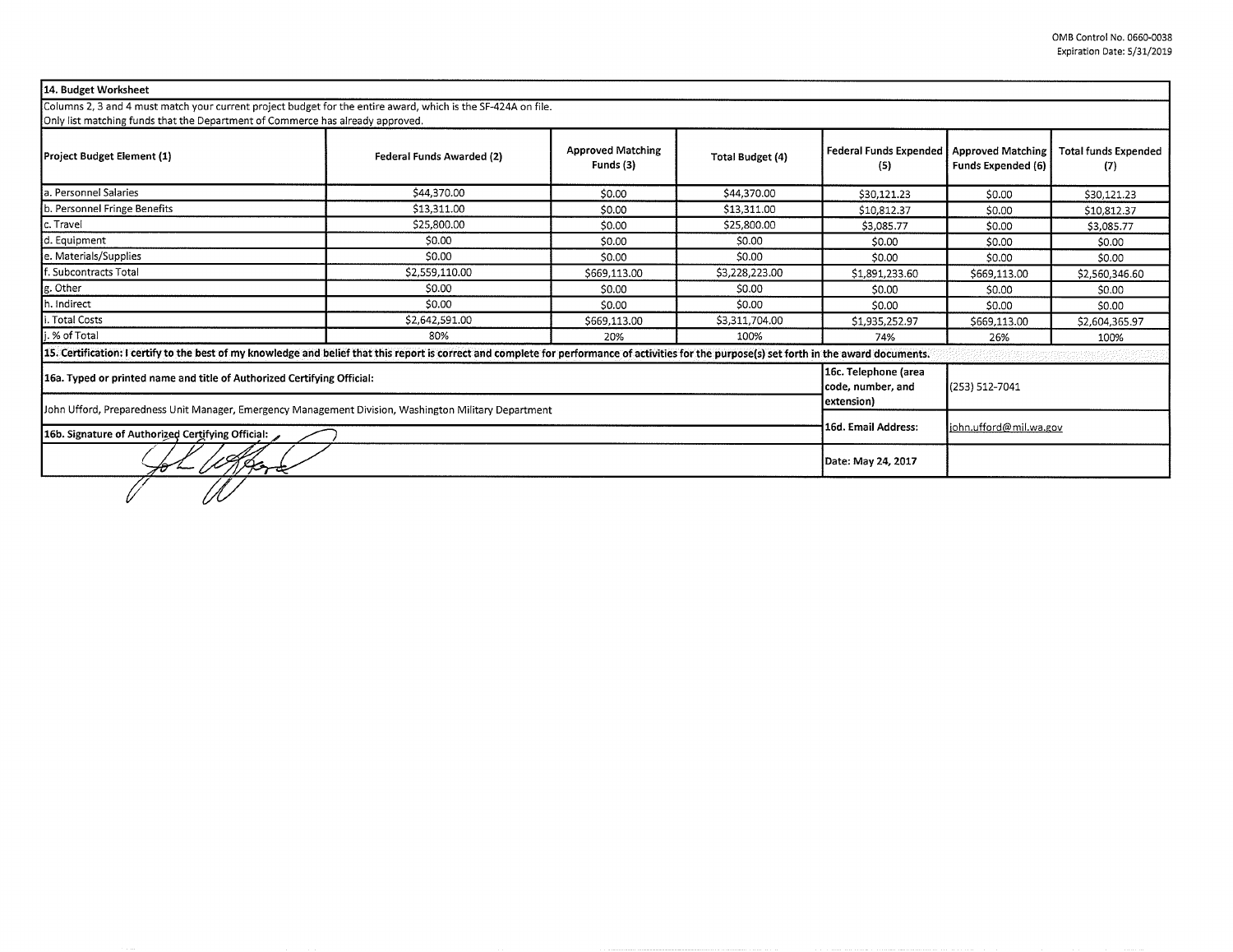OMB Control No. 0660-0038
Expiration Date: 5/31/2019

**14. Budget Worksheet**

Columns 2, 3 and 4 must match your current project budget for the entire award, which is the SF-424A on file.
Only list matching funds that the Department of Commerce has already approved.

| Project Budget Element (1) | Federal Funds Awarded (2) | Approved Matching Funds (3) | Total Budget (4) | Federal Funds Expended (5) | Approved Matching Funds Expended (6) | Total funds Expended (7) |
|---|---|---|---|---|---|---|
| a. Personnel Salaries | $44,370.00 | $0.00 | $44,370.00 | $30,121.23 | $0.00 | $30,121.23 |
| b. Personnel Fringe Benefits | $13,311.00 | $0.00 | $13,311.00 | $10,812.37 | $0.00 | $10,812.37 |
| c. Travel | $25,800.00 | $0.00 | $25,800.00 | $3,085.77 | $0.00 | $3,085.77 |
| d. Equipment | $0.00 | $0.00 | $0.00 | $0.00 | $0.00 | $0.00 |
| e. Materials/Supplies | $0.00 | $0.00 | $0.00 | $0.00 | $0.00 | $0.00 |
| f. Subcontracts Total | $2,559,110.00 | $669,113.00 | $3,228,223.00 | $1,891,233.60 | $669,113.00 | $2,560,346.60 |
| g. Other | $0.00 | $0.00 | $0.00 | $0.00 | $0.00 | $0.00 |
| h. Indirect | $0.00 | $0.00 | $0.00 | $0.00 | $0.00 | $0.00 |
| i. Total Costs | $2,642,591.00 | $669,113.00 | $3,311,704.00 | $1,935,252.97 | $669,113.00 | $2,604,365.97 |
| j. % of Total | 80% | 20% | 100% | 74% | 26% | 100% |

**15. Certification: I certify to the best of my knowledge and belief that this report is correct and complete for performance of activities for the purpose(s) set forth in the award documents.**

| | | |
|---|---|---|
| **16a. Typed or printed name and title of Authorized Certifying Official:** | 16c. Telephone (area code, number, and extension) | (253) 512-7041 |
| John Ufford, Preparedness Unit Manager, Emergency Management Division, Washington Military Department | | |
| **16b. Signature of Authorized Certifying Official:** | 16d. Email Address: | john.ufford@mil.wa.gov |
| (signature) | Date: May 24, 2017 | |